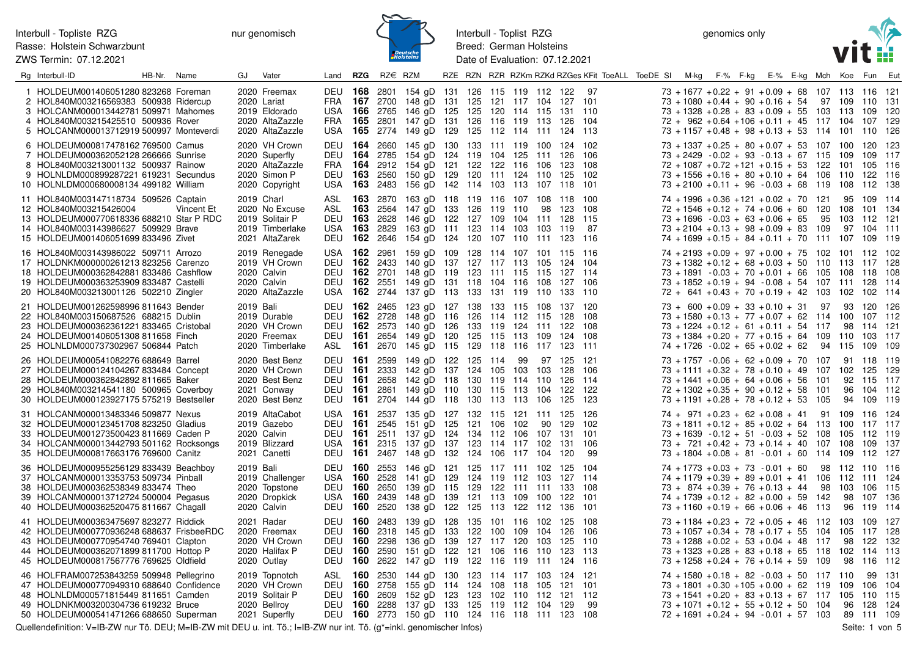Interbull - Topliste RZG
Rasse: Holstein Schwarzbunt
ZWS Termin: 07.12.2021

nur genomisch

Interbull - Toplist RZG
Breed: German Holsteins
Date of Evaluation: 07.12.2021

genomics only

| Rg | Interbull-ID | HB-Nr. | Name | GJ | Vater | Land | RZG | RZ€ | RZM | RZE | RZN | RZR | RZKm | RZKd | RZGes | KFit | ToeALL | ToeDE | SI | M-kg | F-% | F-kg | E-% | E-kg | Mch | Koe | Fun | Eut |
|---|---|---|---|---|---|---|---|---|---|---|---|---|---|---|---|---|---|---|---|---|---|---|---|---|---|---|---|---|
| 1 | HOLDEUM001406051280 | 823268 | Foreman | 2020 | Freemax | DEU | **168** | 2801 | 154 gD | 131 | 126 | 115 | 119 | 112 | 122 | 97 | | | 73 | +1677 | +0.22 | +91 | +0.09 | +68 | 107 | 113 | 116 | 121 |
| 2 | HOL840M003216569383 | 500938 | Ridercup | 2020 | Lariat | FRA | **167** | 2700 | 148 gD | 131 | 125 | 121 | 117 | 104 | 127 | 101 | | | 73 | +1080 | +0.44 | +90 | +0.16 | +54 | 97 | 109 | 110 | 131 |
| 3 | HOLCANM000013442781 | 509971 | Mahomes | 2019 | Eldorado | USA | **166** | 2765 | 146 gD | 125 | 125 | 120 | 114 | 115 | 131 | 110 | | | 73 | +1328 | +0.28 | +83 | +0.09 | +55 | 103 | 113 | 109 | 120 |
| 4 | HOL840M003215425510 | 500936 | Rover | 2020 | AltaZazzle | FRA | **165** | 2801 | 147 gD | 131 | 126 | 116 | 119 | 113 | 126 | 104 | | | 72 | +962 | +0.64 | +106 | +0.11 | +45 | 117 | 104 | 107 | 129 |
| 5 | HOLCANM000013712919 | 500997 | Monteverdi | 2020 | AltaZazzle | USA | **165** | 2774 | 149 gD | 129 | 125 | 112 | 114 | 111 | 124 | 113 | | | 73 | +1157 | +0.48 | +98 | +0.13 | +53 | 114 | 101 | 110 | 126 |
| 6 | HOLDEUM000817478162 | 769500 | Camus | 2020 | VH Crown | DEU | **164** | 2660 | 145 gD | 130 | 133 | 111 | 119 | 100 | 124 | 102 | | | 73 | +1337 | +0.25 | +80 | +0.07 | +53 | 107 | 100 | 120 | 123 |
| 7 | HOLDEUM000362052128 | 266666 | Sunrise | 2020 | Superfly | DEU | **164** | 2785 | 154 gD | 124 | 119 | 104 | 125 | 111 | 126 | 106 | | | 73 | +2429 | -0.02 | +93 | -0.13 | +67 | 115 | 109 | 109 | 117 |
| 8 | HOL840M003213001132 | 500937 | Rainow | 2020 | AltaZazzle | FRA | **164** | 2912 | 154 gD | 121 | 122 | 122 | 116 | 106 | 123 | 108 | | | 72 | +1087 | +0.72 | +121 | +0.15 | +53 | 122 | 101 | 105 | 116 |
| 9 | HOLNLDM000899287221 | 619231 | Secundus | 2020 | Simon P | DEU | **163** | 2560 | 150 gD | 129 | 120 | 111 | 124 | 110 | 125 | 102 | | | 73 | +1556 | +0.16 | +80 | +0.10 | +64 | 106 | 110 | 122 | 116 |
| 10 | HOLNLDM000680008134 | 499182 | William | 2020 | Copyright | USA | **163** | 2483 | 156 gD | 142 | 114 | 103 | 113 | 107 | 118 | 101 | | | 73 | +2100 | +0.11 | +96 | -0.03 | +68 | 119 | 108 | 112 | 138 |
| 11 | HOL840M003147118734 | 509526 | Captain | 2019 | Charl | ASL | **163** | 2870 | 163 gD | 118 | 119 | 116 | 107 | 108 | 118 | 100 | | | 74 | +1996 | +0.36 | +121 | +0.02 | +70 | 121 | 95 | 109 | 114 |
| 12 | HOL840M003215426004 | | Vincent Et | 2020 | No Excuse | ASL | **163** | 2564 | 147 gD | 133 | 126 | 119 | 110 | 98 | 123 | 108 | | | 72 | +1546 | +0.12 | +74 | +0.06 | +60 | 120 | 108 | 101 | 134 |
| 13 | HOLDEUM000770618336 | 688210 | Star P RDC | 2019 | Solitair P | DEU | **163** | 2628 | 146 gD | 122 | 127 | 109 | 104 | 111 | 128 | 115 | | | 73 | +1696 | -0.03 | +63 | +0.06 | +65 | 95 | 103 | 112 | 121 |
| 14 | HOL840M003143986627 | 509929 | Brave | 2019 | Timberlake | USA | **163** | 2829 | 163 gD | 111 | 123 | 114 | 103 | 103 | 119 | 87 | | | 73 | +2104 | +0.13 | +98 | +0.09 | +83 | 109 | 97 | 104 | 111 |
| 15 | HOLDEUM001406051699 | 833496 | Zivet | 2021 | AltaZarek | DEU | **162** | 2646 | 154 gD | 124 | 120 | 107 | 110 | 111 | 123 | 116 | | | 74 | +1699 | +0.15 | +84 | +0.11 | +70 | 111 | 107 | 109 | 119 |
| 16 | HOL840M003143986022 | 509711 | Arrozo | 2019 | Renegade | USA | **162** | 2961 | 159 gD | 109 | 128 | 114 | 107 | 101 | 115 | 116 | | | 74 | +2193 | +0.09 | +97 | +0.00 | +75 | 102 | 101 | 112 | 102 |
| 17 | HOLDNKM000000261213 | 823256 | Carenzo | 2019 | VH Crown | DEU | **162** | 2433 | 140 gD | 137 | 127 | 117 | 113 | 105 | 124 | 104 | | | 73 | +1382 | +0.12 | +68 | +0.03 | +50 | 110 | 113 | 117 | 128 |
| 18 | HOLDEUM000362842881 | 833486 | Cashflow | 2020 | Calvin | DEU | **162** | 2701 | 148 gD | 119 | 123 | 111 | 115 | 115 | 127 | 114 | | | 73 | +1891 | -0.03 | +70 | +0.01 | +66 | 105 | 108 | 118 | 108 |
| 19 | HOLDEUM000363253909 | 833487 | Castelli | 2020 | Calvin | DEU | **162** | 2551 | 149 gD | 131 | 118 | 104 | 116 | 108 | 127 | 106 | | | 73 | +1852 | +0.19 | +94 | -0.08 | +54 | 107 | 111 | 128 | 114 |
| 20 | HOL840M003213001126 | 502212 | Zingler | 2020 | AltaZazzle | USA | **162** | 2744 | 137 gD | 113 | 133 | 131 | 119 | 110 | 133 | 110 | | | 72 | +641 | +0.43 | +70 | +0.19 | +42 | 103 | 102 | 102 | 114 |
| 21 | HOLDEUM001262598996 | 811643 | Bender | 2019 | Bali | DEU | **162** | 2465 | 123 gD | 127 | 138 | 133 | 115 | 108 | 137 | 120 | | | 73 | +600 | +0.09 | +33 | +0.10 | +31 | 97 | 93 | 120 | 126 |
| 22 | HOL840M003150687526 | 688215 | Dublin | 2019 | Durable | DEU | **162** | 2728 | 148 gD | 116 | 126 | 114 | 112 | 115 | 128 | 108 | | | 73 | +1580 | +0.13 | +77 | +0.07 | +62 | 114 | 100 | 107 | 112 |
| 23 | HOLDEUM000362361221 | 833465 | Cristobal | 2020 | VH Crown | DEU | **162** | 2573 | 140 gD | 126 | 133 | 119 | 124 | 111 | 122 | 108 | | | 73 | +1224 | +0.12 | +61 | +0.11 | +54 | 117 | 98 | 114 | 121 |
| 24 | HOLDEUM001406051308 | 811658 | Finch | 2020 | Freemax | DEU | **161** | 2654 | 149 gD | 120 | 125 | 115 | 113 | 109 | 124 | 108 | | | 73 | +1384 | +0.20 | +77 | +0.15 | +64 | 109 | 110 | 103 | 117 |
| 25 | HOLNLDM000737302967 | 506844 | Patch | 2020 | Timberlake | ASL | **161** | 2670 | 145 gD | 115 | 129 | 118 | 116 | 117 | 123 | 111 | | | 74 | +1726 | -0.02 | +65 | +0.02 | +62 | 94 | 115 | 109 | 109 |
| 26 | HOLDEUM000541082276 | 688649 | Barrel | 2020 | Best Benz | DEU | **161** | 2599 | 149 gD | 122 | 125 | 114 | 99 | 97 | 125 | 121 | | | 73 | +1757 | -0.06 | +62 | +0.09 | +70 | 107 | 91 | 118 | 119 |
| 27 | HOLDEUM000124104267 | 833484 | Concept | 2020 | VH Crown | DEU | **161** | 2333 | 142 gD | 137 | 124 | 105 | 103 | 103 | 128 | 106 | | | 73 | +1111 | +0.32 | +78 | +0.10 | +49 | 107 | 102 | 125 | 129 |
| 28 | HOLDEUM000362842892 | 811665 | Baker | 2020 | Best Benz | DEU | **161** | 2658 | 142 gD | 118 | 130 | 119 | 114 | 110 | 126 | 114 | | | 73 | +1441 | +0.06 | +64 | +0.06 | +56 | 101 | 92 | 115 | 117 |
| 29 | HOL840M003214541180 | 500965 | Coverboy | 2021 | Conway | DEU | **161** | 2861 | 149 gD | 110 | 130 | 115 | 113 | 104 | 122 | 122 | | | 72 | +1302 | +0.35 | +90 | +0.12 | +58 | 101 | 96 | 104 | 112 |
| 30 | HOLDEUM000123927175 | 575219 | Bestseller | 2020 | Best Benz | DEU | **161** | 2704 | 144 gD | 118 | 130 | 113 | 113 | 106 | 125 | 123 | | | 73 | +1191 | +0.28 | +78 | +0.12 | +53 | 105 | 94 | 109 | 119 |
| 31 | HOLCANM000013483346 | 509877 | Nexus | 2019 | AltaCabot | USA | **161** | 2537 | 135 gD | 127 | 132 | 115 | 121 | 111 | 125 | 126 | | | 74 | +971 | +0.23 | +62 | +0.08 | +41 | 91 | 109 | 116 | 124 |
| 32 | HOLDEUM000123451708 | 823250 | Gladius | 2019 | Gazebo | DEU | **161** | 2545 | 151 gD | 125 | 121 | 106 | 102 | 90 | 129 | 102 | | | 73 | +1811 | +0.12 | +85 | +0.02 | +64 | 113 | 100 | 117 | 117 |
| 33 | HOLDEUM001273500423 | 811669 | Caden P | 2020 | Calvin | DEU | **161** | 2511 | 137 gD | 124 | 134 | 112 | 106 | 107 | 131 | 101 | | | 73 | +1639 | -0.12 | +51 | -0.03 | +52 | 108 | 105 | 112 | 119 |
| 34 | HOLCANM000013442793 | 501162 | Rocksongs | 2019 | Blizzard | USA | **161** | 2315 | 137 gD | 137 | 123 | 114 | 117 | 102 | 131 | 106 | | | 73 | +721 | +0.42 | +73 | +0.14 | +40 | 107 | 108 | 109 | 137 |
| 35 | HOLDEUM000817663176 | 769600 | Canitz | 2021 | Canetti | DEU | **161** | 2467 | 148 gD | 132 | 124 | 106 | 117 | 104 | 120 | 99 | | | 73 | +1804 | +0.08 | +81 | -0.01 | +60 | 114 | 109 | 112 | 127 |
| 36 | HOLDEUM000955256129 | 833439 | Beachboy | 2019 | Bali | DEU | **160** | 2553 | 146 gD | 121 | 125 | 117 | 111 | 102 | 125 | 104 | | | 74 | +1773 | +0.03 | +73 | -0.01 | +60 | 98 | 112 | 110 | 116 |
| 37 | HOLCANM000013353753 | 509734 | Pinball | 2019 | Challenger | USA | **160** | 2528 | 141 gD | 129 | 124 | 119 | 112 | 103 | 127 | 114 | | | 74 | +1179 | +0.39 | +89 | +0.01 | +41 | 106 | 112 | 111 | 124 |
| 38 | HOLDEUM000362538349 | 833474 | Theo | 2020 | Topstone | DEU | **160** | 2650 | 139 gD | 115 | 129 | 122 | 111 | 111 | 133 | 108 | | | 73 | +874 | +0.39 | +76 | +0.13 | +44 | 98 | 103 | 106 | 115 |
| 39 | HOLCANM000013712724 | 500004 | Pegasus | 2020 | Dropkick | USA | **160** | 2439 | 148 gD | 139 | 121 | 113 | 109 | 100 | 122 | 101 | | | 74 | +1739 | +0.12 | +82 | +0.00 | +59 | 142 | 98 | 107 | 136 |
| 40 | HOLDEUM000362520475 | 811667 | Chagall | 2020 | Calvin | DEU | **160** | 2520 | 138 gD | 122 | 125 | 113 | 122 | 112 | 136 | 101 | | | 73 | +1160 | +0.19 | +66 | +0.06 | +46 | 113 | 96 | 119 | 114 |
| 41 | HOLDEUM000363475697 | 823277 | Riddick | 2021 | Radar | DEU | **160** | 2483 | 139 gD | 128 | 135 | 101 | 116 | 102 | 125 | 108 | | | 73 | +1184 | +0.23 | +72 | +0.05 | +46 | 112 | 103 | 109 | 127 |
| 42 | HOLDEUM000770936248 | 688637 | FrisbeeRDC | 2020 | Freemax | DEU | **160** | 2318 | 145 gD | 133 | 122 | 100 | 109 | 104 | 126 | 106 | | | 73 | +1057 | +0.34 | +78 | +0.17 | +55 | 104 | 105 | 117 | 128 |
| 43 | HOLDEUM000770954740 | 769401 | Clapton | 2020 | VH Crown | DEU | **160** | 2298 | 136 gD | 139 | 127 | 117 | 120 | 103 | 125 | 110 | | | 73 | +1288 | +0.02 | +53 | +0.04 | +48 | 117 | 98 | 122 | 132 |
| 44 | HOLDEUM000362071899 | 811700 | Hottop P | 2020 | Halifax P | DEU | **160** | 2590 | 151 gD | 122 | 121 | 106 | 116 | 110 | 123 | 113 | | | 73 | +1323 | +0.28 | +83 | +0.18 | +65 | 118 | 102 | 114 | 113 |
| 45 | HOLDEUM000817567776 | 769625 | Oldfield | 2020 | Outlay | DEU | **160** | 2622 | 147 gD | 119 | 122 | 116 | 119 | 111 | 124 | 116 | | | 73 | +1258 | +0.24 | +76 | +0.14 | +59 | 109 | 98 | 116 | 112 |
| 46 | HOLFRAM007253843259 | 509948 | Pellegrino | 2019 | Topnotch | ASL | **160** | 2530 | 144 gD | 130 | 123 | 114 | 117 | 103 | 124 | 121 | | | 74 | +1580 | +0.18 | +82 | -0.03 | +50 | 117 | 110 | 99 | 131 |
| 47 | HOLDEUM000770949310 | 688640 | Confidence | 2020 | VH Crown | DEU | **160** | 2758 | 155 gD | 114 | 124 | 108 | 118 | 105 | 121 | 101 | | | 73 | +1801 | +0.30 | +105 | +0.00 | +62 | 119 | 109 | 106 | 104 |
| 48 | HOLNLDM000571815449 | 811651 | Camden | 2019 | Solitair P | DEU | **160** | 2609 | 152 gD | 123 | 123 | 102 | 110 | 112 | 121 | 112 | | | 73 | +1541 | +0.20 | +83 | +0.13 | +67 | 117 | 105 | 110 | 115 |
| 49 | HOLDNKM000003200304736 | 619232 | Bruce | 2020 | Bellroy | DEU | **160** | 2288 | 137 gD | 133 | 125 | 119 | 112 | 104 | 129 | 99 | | | 73 | +1071 | +0.12 | +55 | +0.12 | +50 | 104 | 96 | 128 | 124 |
| 50 | HOLDEUM000541471266 | 688650 | Superman | 2021 | Superfly | DEU | **160** | 2773 | 150 gD | 110 | 124 | 116 | 118 | 111 | 123 | 108 | | | 72 | +1691 | +0.24 | +94 | -0.01 | +57 | 103 | 89 | 111 | 109 |

Quellendefinition: V=IB-ZW nur Tö. DEU; M=IB-ZW mit DEU u. int. Tö.; I=IB-ZW nur int. Tö. (g*=inkl. genomischer Infos)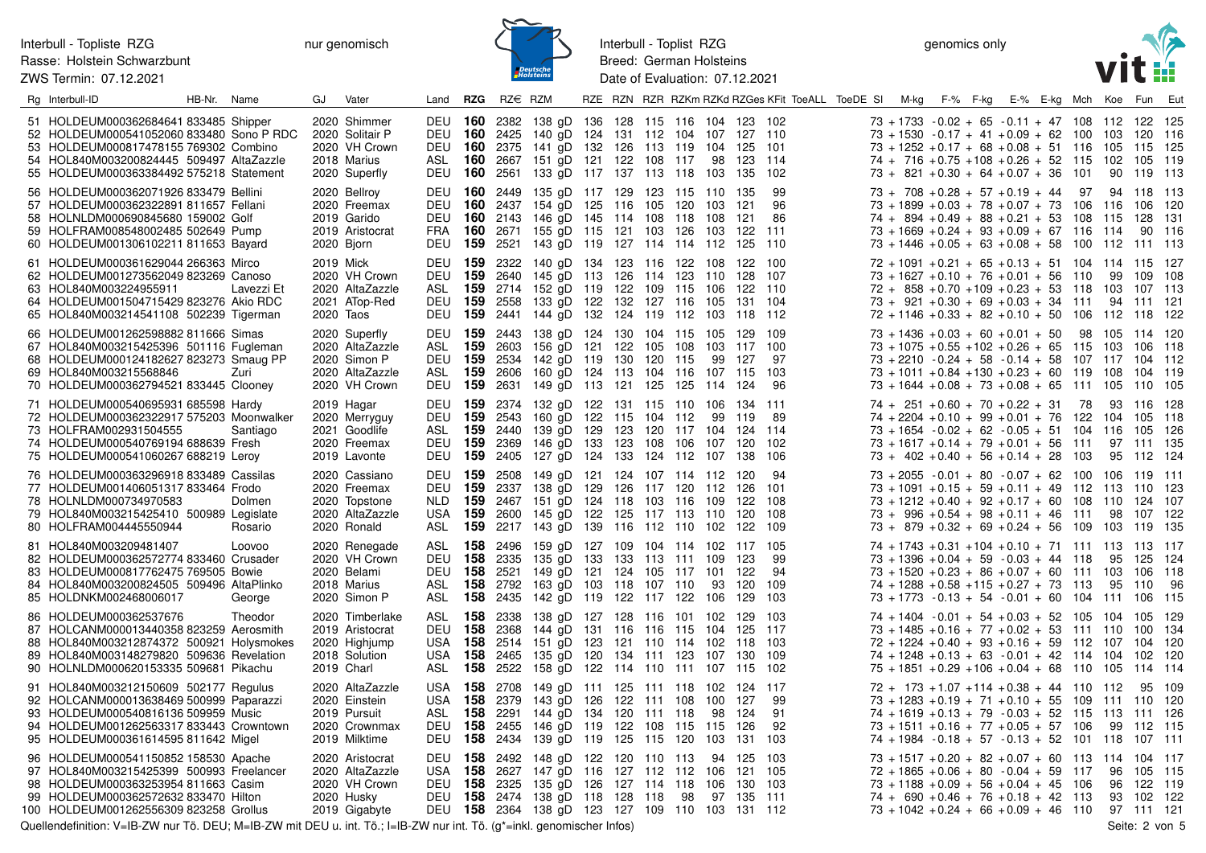Interbull - Topliste RZG
Rasse: Holstein Schwarzbunt
ZWS Termin: 07.12.2021

nur genomisch

Interbull - Toplist RZG
Breed: German Holsteins
Date of Evaluation: 07.12.2021

genomics only

| Rg | Interbull-ID | HB-Nr. | Name | GJ | Vater | Land | RZG | RZ€ | RZM | RZE | RZN | RZR | RZKm | RZKd | RZGes | KFit | ToeALL | ToeDE | SI | M-kg | F-% | F-kg | E-% | E-kg | Mch | Koe | Fun | Eut |
|---|---|---|---|---|---|---|---|---|---|---|---|---|---|---|---|---|---|---|---|---|---|---|---|---|---|---|---|---|
| 51 | HOLDEUM000362684641 | 833485 | Shipper | 2020 | Shimmer | DEU | **160** | 2382 | 138 gD | 136 | 128 | 115 | 116 | 104 | 123 | 102 | | | 73 | +1733 | -0.02 | +65 | -0.11 | +47 | 108 | 112 | 122 | 125 |
| 52 | HOLDEUM000541052060 | 833480 | Sono P RDC | 2020 | Solitair P | DEU | **160** | 2425 | 140 gD | 124 | 131 | 112 | 104 | 107 | 127 | 110 | | | 73 | +1530 | -0.17 | +41 | +0.09 | +62 | 100 | 103 | 120 | 116 |
| 53 | HOLDEUM000817478155 | 769302 | Combino | 2020 | VH Crown | DEU | **160** | 2375 | 141 gD | 132 | 126 | 113 | 119 | 104 | 125 | 101 | | | 73 | +1252 | +0.17 | +68 | +0.08 | +51 | 116 | 105 | 115 | 125 |
| 54 | HOL840M003200824445 | 509497 | AltaZazzle | 2018 | Marius | ASL | **160** | 2667 | 151 gD | 121 | 122 | 108 | 117 | 98 | 123 | 114 | | | 74 | +716 | +0.75 | +108 | +0.26 | +52 | 115 | 102 | 105 | 119 |
| 55 | HOLDEUM000363384492 | 575218 | Statement | 2020 | Superfly | DEU | **160** | 2561 | 133 gD | 117 | 137 | 113 | 118 | 103 | 135 | 102 | | | 73 | +821 | +0.30 | +64 | +0.07 | +36 | 101 | 90 | 119 | 113 |
| 56 | HOLDEUM000362071926 | 833479 | Bellini | 2020 | Bellroy | DEU | **160** | 2449 | 135 gD | 117 | 129 | 123 | 115 | 110 | 135 | 99 | | | 73 | +708 | +0.28 | +57 | +0.19 | +44 | 97 | 94 | 118 | 113 |
| 57 | HOLDEUM000362322891 | 811657 | Fellani | 2020 | Freemax | DEU | **160** | 2437 | 154 gD | 125 | 116 | 105 | 120 | 103 | 121 | 96 | | | 73 | +1899 | +0.03 | +78 | +0.07 | +73 | 106 | 116 | 106 | 120 |
| 58 | HOLNLDM000690845680 | 159002 | Golf | 2019 | Garido | DEU | **160** | 2143 | 146 gD | 145 | 114 | 108 | 118 | 108 | 121 | 86 | | | 74 | +894 | +0.49 | +88 | +0.21 | +53 | 108 | 115 | 128 | 131 |
| 59 | HOLFRAM008548002485 | 502649 | Pump | 2019 | Aristocrat | FRA | **160** | 2671 | 155 gD | 115 | 121 | 103 | 126 | 103 | 122 | 111 | | | 73 | +1669 | +0.24 | +93 | +0.09 | +67 | 116 | 114 | 90 | 116 |
| 60 | HOLDEUM001306102211 | 811653 | Bayard | 2020 | Bjorn | DEU | **159** | 2521 | 143 gD | 119 | 127 | 114 | 114 | 112 | 125 | 110 | | | 73 | +1446 | +0.05 | +63 | +0.08 | +58 | 100 | 112 | 111 | 113 |
| 61 | HOLDEUM000361629044 | 266363 | Mirco | 2019 | Mick | DEU | **159** | 2322 | 140 gD | 134 | 123 | 116 | 122 | 108 | 122 | 100 | | | 72 | +1091 | +0.21 | +65 | +0.13 | +51 | 104 | 114 | 115 | 127 |
| 62 | HOLDEUM001273562049 | 823269 | Canoso | 2020 | VH Crown | DEU | **159** | 2640 | 145 gD | 113 | 126 | 114 | 123 | 110 | 128 | 107 | | | 73 | +1627 | +0.10 | +76 | +0.01 | +56 | 110 | 99 | 109 | 108 |
| 63 | HOL840M003224955911 | | Lavezzi Et | 2020 | AltaZazzle | ASL | **159** | 2714 | 152 gD | 119 | 122 | 109 | 115 | 106 | 122 | 110 | | | 72 | +858 | +0.70 | +109 | +0.23 | +53 | 118 | 103 | 107 | 113 |
| 64 | HOLDEUM001504715429 | 823276 | Akio RDC | 2021 | ATop-Red | DEU | **159** | 2558 | 133 gD | 122 | 132 | 127 | 116 | 105 | 131 | 104 | | | 73 | +921 | +0.30 | +69 | +0.03 | +34 | 111 | 94 | 111 | 121 |
| 65 | HOL840M003214541108 | 502239 | Tigerman | 2020 | Taos | DEU | **159** | 2441 | 144 gD | 132 | 124 | 119 | 112 | 103 | 118 | 112 | | | 72 | +1146 | +0.33 | +82 | +0.10 | +50 | 106 | 112 | 118 | 122 |
| 66 | HOLDEUM001262598882 | 811666 | Simas | 2020 | Superfly | DEU | **159** | 2443 | 138 gD | 124 | 130 | 104 | 115 | 105 | 129 | 109 | | | 73 | +1436 | +0.03 | +60 | +0.01 | +50 | 98 | 105 | 114 | 120 |
| 67 | HOL840M003215425396 | 501116 | Fugleman | 2020 | AltaZazzle | ASL | **159** | 2603 | 156 gD | 121 | 122 | 105 | 108 | 103 | 117 | 100 | | | 73 | +1075 | +0.55 | +102 | +0.26 | +65 | 115 | 103 | 106 | 118 |
| 68 | HOLDEUM000124182627 | 823273 | Smaug PP | 2020 | Simon P | DEU | **159** | 2534 | 142 gD | 119 | 130 | 120 | 115 | 99 | 127 | 97 | | | 73 | +2210 | -0.24 | +58 | -0.14 | +58 | 107 | 117 | 104 | 112 |
| 69 | HOL840M003215568846 | | Zuri | 2020 | AltaZazzle | ASL | **159** | 2606 | 160 gD | 124 | 113 | 104 | 116 | 107 | 115 | 103 | | | 73 | +1011 | +0.84 | +130 | +0.23 | +60 | 119 | 108 | 104 | 119 |
| 70 | HOLDEUM000362794521 | 833445 | Clooney | 2020 | VH Crown | DEU | **159** | 2631 | 149 gD | 113 | 121 | 125 | 125 | 114 | 124 | 96 | | | 73 | +1644 | +0.08 | +73 | +0.08 | +65 | 111 | 105 | 110 | 105 |
| 71 | HOLDEUM000540695931 | 685598 | Hardy | 2019 | Hagar | DEU | **159** | 2374 | 132 gD | 122 | 131 | 115 | 110 | 106 | 134 | 111 | | | 74 | +251 | +0.60 | +70 | +0.22 | +31 | 78 | 93 | 116 | 128 |
| 72 | HOLDEUM000362322917 | 575220 | Moonwalker | 2020 | Merryguy | DEU | **159** | 2543 | 160 gD | 122 | 115 | 104 | 112 | 99 | 119 | 89 | | | 74 | +2204 | +0.10 | +99 | +0.01 | +76 | 122 | 104 | 105 | 118 |
| 73 | HOLFRAM002931504555 | | Santiago | 2021 | Goodlife | ASL | **159** | 2440 | 139 gD | 129 | 123 | 120 | 117 | 104 | 124 | 114 | | | 73 | +1654 | -0.02 | +62 | -0.05 | +51 | 104 | 116 | 105 | 126 |
| 74 | HOLDEUM000540769194 | 688639 | Fresh | 2020 | Freemax | DEU | **159** | 2369 | 146 gD | 133 | 123 | 108 | 106 | 107 | 120 | 102 | | | 73 | +1617 | +0.14 | +79 | +0.01 | +56 | 111 | 97 | 111 | 135 |
| 75 | HOLDEUM000541060267 | 688219 | Leroy | 2019 | Lavonte | DEU | **159** | 2405 | 127 gD | 124 | 133 | 124 | 112 | 107 | 138 | 106 | | | 73 | +402 | +0.40 | +56 | +0.14 | +28 | 103 | 95 | 112 | 124 |
| 76 | HOLDEUM000363296918 | 833489 | Cassilas | 2020 | Cassiano | DEU | **159** | 2508 | 149 gD | 121 | 124 | 107 | 114 | 112 | 120 | 94 | | | 73 | +2055 | -0.01 | +80 | -0.07 | +62 | 100 | 106 | 119 | 111 |
| 77 | HOLDEUM001406051317 | 833464 | Frodo | 2020 | Freemax | DEU | **159** | 2337 | 138 gD | 129 | 126 | 117 | 120 | 112 | 126 | 101 | | | 73 | +1091 | +0.15 | +59 | +0.11 | +49 | 112 | 113 | 110 | 123 |
| 78 | HOLNLDM000734970583 | | Dolmen | 2020 | Topstone | NLD | **159** | 2467 | 151 gD | 124 | 118 | 103 | 116 | 109 | 122 | 108 | | | 73 | +1212 | +0.40 | +92 | +0.17 | +60 | 108 | 110 | 124 | 107 |
| 79 | HOL840M003215425410 | 500989 | Legislate | 2020 | AltaZazzle | USA | **159** | 2600 | 145 gD | 122 | 125 | 117 | 113 | 110 | 120 | 108 | | | 73 | +996 | +0.54 | +98 | +0.11 | +46 | 111 | 98 | 107 | 122 |
| 80 | HOLFRAM004445550944 | | Rosario | 2020 | Ronald | ASL | **159** | 2217 | 143 gD | 139 | 116 | 112 | 110 | 102 | 122 | 109 | | | 73 | +879 | +0.32 | +69 | +0.24 | +56 | 109 | 103 | 119 | 135 |
| 81 | HOL840M003209481407 | | Loovoo | 2020 | Renegade | ASL | **158** | 2496 | 159 gD | 127 | 109 | 104 | 114 | 102 | 117 | 105 | | | 74 | +1743 | +0.31 | +104 | +0.10 | +71 | 111 | 113 | 113 | 117 |
| 82 | HOLDEUM000362572774 | 833460 | Crusader | 2020 | VH Crown | DEU | **158** | 2335 | 135 gD | 133 | 133 | 113 | 111 | 109 | 123 | 99 | | | 73 | +1396 | +0.04 | +59 | -0.03 | +44 | 118 | 95 | 125 | 124 |
| 83 | HOLDEUM000817762475 | 769505 | Bowie | 2020 | Belami | DEU | **158** | 2521 | 149 gD | 121 | 124 | 105 | 117 | 101 | 122 | 94 | | | 73 | +1520 | +0.23 | +86 | +0.07 | +60 | 111 | 103 | 106 | 118 |
| 84 | HOL840M003200824505 | 509496 | AltaPlinko | 2018 | Marius | ASL | **158** | 2792 | 163 gD | 103 | 118 | 107 | 110 | 93 | 120 | 109 | | | 74 | +1288 | +0.58 | +115 | +0.27 | +73 | 113 | 95 | 110 | 96 |
| 85 | HOLDNKM002468006017 | | George | 2020 | Simon P | ASL | **158** | 2435 | 142 gD | 119 | 122 | 117 | 122 | 106 | 129 | 103 | | | 73 | +1773 | -0.13 | +54 | -0.01 | +60 | 104 | 111 | 106 | 115 |
| 86 | HOLDEUM000362537676 | | Theodor | 2020 | Timberlake | ASL | **158** | 2338 | 138 gD | 127 | 128 | 116 | 101 | 102 | 129 | 103 | | | 74 | +1404 | -0.01 | +54 | +0.03 | +52 | 105 | 104 | 105 | 129 |
| 87 | HOLCANM000013440358 | 823259 | Aerosmith | 2019 | Aristocrat | DEU | **158** | 2368 | 144 gD | 131 | 116 | 116 | 115 | 104 | 125 | 117 | | | 73 | +1485 | +0.16 | +77 | +0.02 | +53 | 111 | 110 | 100 | 134 |
| 88 | HOL840M003212874372 | 500921 | Holysmokes | 2020 | Highjump | USA | **158** | 2514 | 151 gD | 123 | 121 | 110 | 114 | 102 | 118 | 103 | | | 72 | +1224 | +0.40 | +93 | +0.16 | +59 | 112 | 107 | 104 | 120 |
| 89 | HOL840M003148279820 | 509636 | Revelation | 2018 | Solution | USA | **158** | 2465 | 135 gD | 120 | 134 | 111 | 123 | 107 | 130 | 109 | | | 74 | +1248 | +0.13 | +63 | -0.01 | +42 | 114 | 104 | 102 | 120 |
| 90 | HOLNLDM000620153335 | 509681 | Pikachu | 2019 | Charl | ASL | **158** | 2522 | 158 gD | 122 | 114 | 110 | 111 | 107 | 115 | 102 | | | 75 | +1851 | +0.29 | +106 | +0.04 | +68 | 110 | 105 | 114 | 114 |
| 91 | HOL840M003212150609 | 502177 | Regulus | 2020 | AltaZazzle | USA | **158** | 2708 | 149 gD | 111 | 125 | 111 | 118 | 102 | 124 | 117 | | | 72 | +173 | +1.07 | +114 | +0.38 | +44 | 110 | 112 | 95 | 109 |
| 92 | HOLCANM000013638469 | 500999 | Paparazzi | 2020 | Einstein | USA | **158** | 2379 | 143 gD | 126 | 122 | 111 | 108 | 100 | 127 | 99 | | | 73 | +1283 | +0.19 | +71 | +0.10 | +55 | 109 | 111 | 110 | 120 |
| 93 | HOLDEUM000540816136 | 509959 | Music | 2019 | Pursuit | ASL | **158** | 2291 | 144 gD | 134 | 120 | 111 | 118 | 98 | 124 | 91 | | | 74 | +1619 | +0.13 | +79 | -0.03 | +52 | 115 | 113 | 111 | 126 |
| 94 | HOLDEUM001262563317 | 833443 | Crowntown | 2020 | Crownmax | DEU | **158** | 2455 | 146 gD | 119 | 122 | 108 | 115 | 115 | 126 | 92 | | | 73 | +1511 | +0.16 | +77 | +0.05 | +57 | 106 | 99 | 112 | 115 |
| 95 | HOLDEUM000361614595 | 811642 | Migel | 2019 | Milktime | DEU | **158** | 2434 | 139 gD | 119 | 125 | 115 | 120 | 103 | 131 | 103 | | | 74 | +1984 | -0.18 | +57 | -0.13 | +52 | 101 | 118 | 107 | 111 |
| 96 | HOLDEUM000541150852 | 158530 | Apache | 2020 | Aristocrat | DEU | **158** | 2492 | 148 gD | 122 | 120 | 110 | 113 | 94 | 125 | 103 | | | 73 | +1517 | +0.20 | +82 | +0.07 | +60 | 113 | 114 | 104 | 117 |
| 97 | HOL840M003215425389 | 500993 | Freelancer | 2020 | AltaZazzle | USA | **158** | 2627 | 147 gD | 116 | 127 | 112 | 112 | 106 | 121 | 105 | | | 72 | +1865 | +0.06 | +80 | -0.04 | +59 | 117 | 96 | 105 | 115 |
| 98 | HOLDEUM000363253954 | 811663 | Casim | 2020 | VH Crown | DEU | **158** | 2325 | 135 gD | 126 | 127 | 114 | 118 | 106 | 130 | 103 | | | 73 | +1188 | +0.09 | +56 | +0.04 | +45 | 106 | 96 | 122 | 119 |
| 99 | HOLDEUM000362572632 | 833470 | Hilton | 2020 | Husky | DEU | **158** | 2474 | 138 gD | 118 | 128 | 118 | 98 | 97 | 135 | 111 | | | 74 | +690 | +0.46 | +76 | +0.18 | +42 | 113 | 93 | 102 | 122 |
| 100 | HOLDEUM001262556309 | 823258 | Grollus | 2019 | Gigabyte | DEU | **158** | 2364 | 138 gD | 123 | 127 | 109 | 110 | 103 | 131 | 112 | | | 73 | +1042 | +0.24 | +66 | +0.09 | +46 | 110 | 97 | 111 | 121 |

Quellendefinition: V=IB-ZW nur Tö. DEU; M=IB-ZW mit DEU u. int. Tö.; I=IB-ZW nur int. Tö. (g*=inkl. genomischer Infos)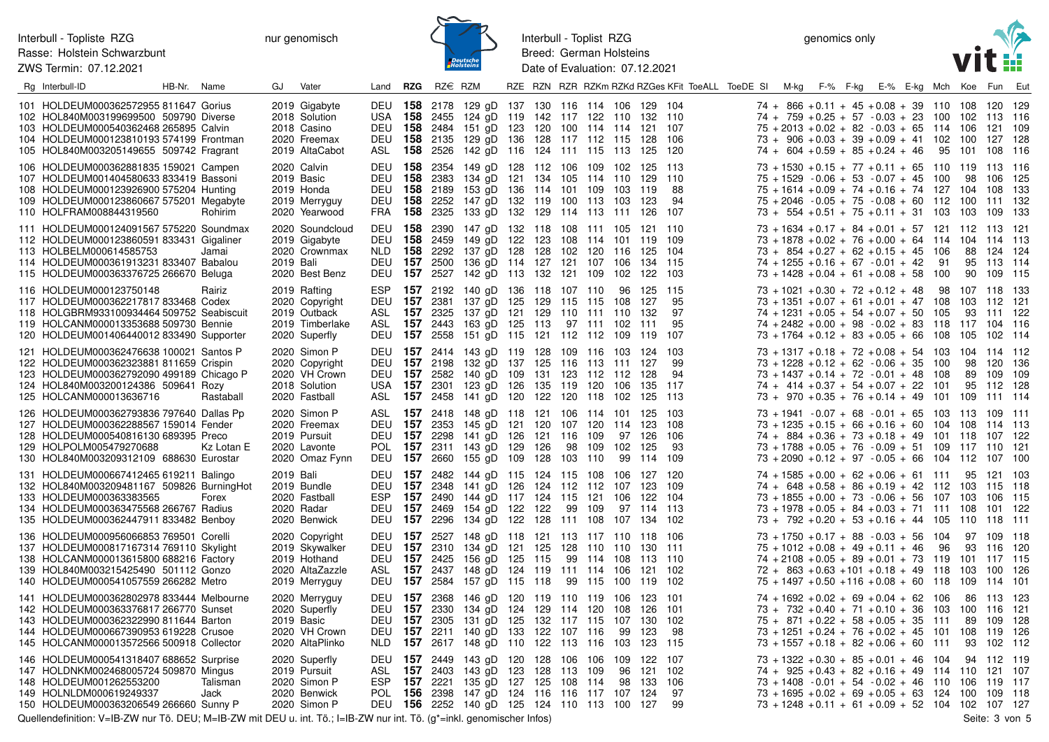Interbull - Topliste RZG
Rasse: Holstein Schwarzbunt
ZWS Termin: 07.12.2021

nur genomisch

Interbull - Toplist RZG
Breed: German Holsteins
Date of Evaluation: 07.12.2021

genomics only

| Rg | Interbull-ID | HB-Nr. | Name | GJ | Vater | Land | RZG | RZ€ | RZM | RZE | RZN | RZR | RZKm | RZKd | RZGes | KFit | ToeALL | ToeDE | SI | M-kg | F-% | F-kg | E-% | E-kg | Mch | Koe | Fun | Eut |
|---|---|---|---|---|---|---|---|---|---|---|---|---|---|---|---|---|---|---|---|---|---|---|---|---|---|---|---|---|
| 101 | HOLDEUM000362572955 | 811647 | Gorius | 2019 | Gigabyte | DEU | 158 | 2178 | 129 gD | 137 | 130 | 116 | 114 | 106 | 129 | 104 | | | | 74 + 866 | +0.11 | + 45 | +0.08 | + 39 | 110 | 108 | 120 | 129 |
| 102 | HOL840M003199699500 | 509790 | Diverse | 2018 | Solution | USA | 158 | 2455 | 124 gD | 119 | 142 | 117 | 122 | 110 | 132 | 110 | | | | 74 + 759 | +0.25 | + 57 | -0.03 | + 23 | 100 | 102 | 113 | 116 |
| 103 | HOLDEUM000540362468 | 265895 | Calvin | 2018 | Casino | DEU | 158 | 2484 | 151 gD | 123 | 120 | 100 | 114 | 114 | 121 | 107 | | | | 75 +2013 | +0.02 | + 82 | -0.03 | + 65 | 114 | 106 | 121 | 109 |
| 104 | HOLDEUM000123810193 | 574199 | Frontman | 2020 | Freemax | DEU | 158 | 2135 | 129 gD | 136 | 128 | 117 | 112 | 115 | 128 | 106 | | | | 73 + 906 | +0.03 | + 39 | +0.09 | + 41 | 102 | 100 | 127 | 128 |
| 105 | HOL840M003205149655 | 509742 | Fragrant | 2019 | AltaCabot | ASL | 158 | 2526 | 142 gD | 116 | 124 | 111 | 115 | 113 | 125 | 120 | | | | 74 + 604 | +0.59 | + 85 | +0.24 | + 46 | 95 | 101 | 108 | 116 |
| 106 | HOLDEUM000362881835 | 159021 | Campen | 2020 | Calvin | DEU | 158 | 2354 | 149 gD | 128 | 112 | 106 | 109 | 102 | 125 | 113 | | | | 73 +1530 | +0.15 | + 77 | +0.11 | + 65 | 110 | 119 | 113 | 116 |
| 107 | HOLDEUM001404580633 | 833419 | Bassoni | 2019 | Basic | DEU | 158 | 2383 | 134 gD | 121 | 134 | 105 | 114 | 110 | 129 | 110 | | | | 75 +1529 | -0.06 | + 53 | -0.07 | + 45 | 100 | 98 | 106 | 125 |
| 108 | HOLDEUM000123926900 | 575204 | Hunting | 2019 | Honda | DEU | 158 | 2189 | 153 gD | 136 | 114 | 101 | 109 | 103 | 119 | 88 | | | | 75 +1614 | +0.09 | + 74 | +0.16 | + 74 | 127 | 104 | 108 | 133 |
| 109 | HOLDEUM000123860667 | 575201 | Megabyte | 2019 | Merryguy | DEU | 158 | 2252 | 147 gD | 132 | 119 | 100 | 113 | 103 | 123 | 94 | | | | 75 +2046 | -0.05 | + 75 | -0.08 | + 60 | 112 | 100 | 111 | 132 |
| 110 | HOLFRAM008844319560 | | Rohirim | 2020 | Yearwood | FRA | 158 | 2325 | 133 gD | 132 | 129 | 114 | 113 | 111 | 126 | 107 | | | | 73 + 554 | +0.51 | + 75 | +0.11 | + 31 | 103 | 103 | 109 | 133 |
| 111 | HOLDEUM000124091567 | 575220 | Soundmax | 2020 | Soundcloud | DEU | 158 | 2390 | 147 gD | 132 | 118 | 108 | 111 | 105 | 121 | 110 | | | | 73 +1634 | +0.17 | + 84 | +0.01 | + 57 | 121 | 112 | 113 | 121 |
| 112 | HOLDEUM000123860591 | 833431 | Gigaliner | 2019 | Gigabyte | DEU | 158 | 2459 | 149 gD | 122 | 123 | 108 | 114 | 101 | 119 | 109 | | | | 73 +1878 | +0.02 | + 76 | +0.00 | + 64 | 114 | 104 | 114 | 113 |
| 113 | HOLBELM000614585753 | | Jamai | 2020 | Crownmax | NLD | 158 | 2292 | 137 gD | 128 | 128 | 102 | 120 | 116 | 125 | 104 | | | | 73 + 854 | +0.27 | + 62 | +0.15 | + 45 | 106 | 88 | 124 | 124 |
| 114 | HOLDEUM000361913231 | 833407 | Babalou | 2019 | Bali | DEU | 157 | 2500 | 136 gD | 114 | 127 | 121 | 107 | 106 | 134 | 115 | | | | 74 +1255 | +0.16 | + 67 | -0.01 | + 42 | 91 | 95 | 113 | 114 |
| 115 | HOLDEUM000363376725 | 266670 | Beluga | 2020 | Best Benz | DEU | 157 | 2527 | 142 gD | 113 | 132 | 121 | 109 | 102 | 122 | 103 | | | | 73 +1428 | +0.04 | + 61 | +0.08 | + 58 | 100 | 90 | 109 | 115 |
| 116 | HOLDEUM000123750148 | | Rairiz | 2019 | Rafting | ESP | 157 | 2192 | 140 gD | 136 | 118 | 107 | 110 | 96 | 125 | 115 | | | | 73 +1021 | +0.30 | + 72 | +0.12 | + 48 | 98 | 107 | 118 | 133 |
| 117 | HOLDEUM000362217817 | 833468 | Codex | 2020 | Copyright | DEU | 157 | 2381 | 137 gD | 125 | 129 | 115 | 115 | 108 | 127 | 95 | | | | 73 +1351 | +0.07 | + 61 | +0.01 | + 47 | 108 | 103 | 112 | 121 |
| 118 | HOLGBRM933100934464 | 509752 | Seabiscuit | 2019 | Outback | ASL | 157 | 2325 | 137 gD | 121 | 129 | 110 | 111 | 110 | 132 | 97 | | | | 74 +1231 | +0.05 | + 54 | +0.07 | + 50 | 105 | 93 | 111 | 122 |
| 119 | HOLCANM000013353688 | 509730 | Bennie | 2019 | Timberlake | ASL | 157 | 2443 | 163 gD | 125 | 113 | 97 | 111 | 102 | 111 | 95 | | | | 74 +2482 | +0.00 | + 98 | -0.02 | + 83 | 118 | 117 | 104 | 116 |
| 120 | HOLDEUM001406440012 | 833490 | Supporter | 2020 | Superfly | DEU | 157 | 2558 | 151 gD | 115 | 121 | 112 | 112 | 109 | 119 | 107 | | | | 73 +1764 | +0.12 | + 83 | +0.05 | + 66 | 108 | 105 | 102 | 114 |
| 121 | HOLDEUM000362476638 | 100021 | Santos P | 2020 | Simon P | DEU | 157 | 2414 | 143 gD | 119 | 128 | 109 | 116 | 103 | 124 | 103 | | | | 73 +1317 | +0.18 | + 72 | +0.08 | + 54 | 103 | 104 | 114 | 112 |
| 122 | HOLDEUM000362323881 | 811659 | Crispin | 2020 | Copyright | DEU | 157 | 2198 | 132 gD | 137 | 125 | 116 | 113 | 111 | 127 | 99 | | | | 73 +1228 | +0.12 | + 62 | -0.06 | + 35 | 100 | 98 | 120 | 136 |
| 123 | HOLDEUM000362792090 | 499189 | Chicago P | 2020 | VH Crown | DEU | 157 | 2582 | 140 gD | 109 | 131 | 123 | 112 | 112 | 128 | 94 | | | | 73 +1437 | +0.14 | + 72 | -0.01 | + 48 | 108 | 89 | 109 | 109 |
| 124 | HOL840M003200124386 | 509641 | Rozy | 2018 | Solution | USA | 157 | 2301 | 123 gD | 126 | 135 | 119 | 120 | 106 | 135 | 117 | | | | 74 + 414 | +0.37 | + 54 | +0.07 | + 22 | 101 | 95 | 112 | 128 |
| 125 | HOLCANM000013636716 | | Rastaball | 2020 | Fastball | ASL | 157 | 2458 | 141 gD | 120 | 122 | 120 | 118 | 102 | 125 | 113 | | | | 73 + 970 | +0.35 | + 76 | +0.14 | + 49 | 101 | 109 | 111 | 114 |
| 126 | HOLDEUM000362793836 | 797640 | Dallas Pp | 2020 | Simon P | ASL | 157 | 2418 | 148 gD | 118 | 121 | 106 | 114 | 101 | 125 | 103 | | | | 73 +1941 | -0.07 | + 68 | -0.01 | + 65 | 103 | 113 | 109 | 111 |
| 127 | HOLDEUM000362288567 | 159014 | Fender | 2020 | Freemax | DEU | 157 | 2353 | 145 gD | 121 | 120 | 107 | 120 | 114 | 123 | 108 | | | | 73 +1235 | +0.15 | + 66 | +0.16 | + 60 | 104 | 108 | 114 | 113 |
| 128 | HOLDEUM000540816130 | 689395 | Preco | 2019 | Pursuit | DEU | 157 | 2298 | 141 gD | 126 | 121 | 116 | 109 | 97 | 126 | 106 | | | | 74 + 844 | +0.36 | + 73 | +0.18 | + 49 | 101 | 118 | 107 | 122 |
| 129 | HOLPOLM005479270688 | | Kz Lotan E | 2020 | Lavonte | POL | 157 | 2311 | 143 gD | 129 | 126 | 98 | 109 | 102 | 125 | 93 | | | | 73 +1788 | +0.05 | + 76 | -0.09 | + 51 | 109 | 117 | 110 | 121 |
| 130 | HOL840M003209312109 | 688630 | Eurostar | 2020 | Omaz Fynn | DEU | 157 | 2660 | 155 gD | 109 | 128 | 103 | 110 | 99 | 114 | 109 | | | | 73 +2090 | +0.12 | + 97 | -0.05 | + 66 | 104 | 112 | 107 | 100 |
| 131 | HOLDEUM000667412465 | 619211 | Balingo | 2019 | Bali | DEU | 157 | 2482 | 144 gD | 115 | 124 | 115 | 108 | 106 | 127 | 120 | | | | 74 +1585 | +0.00 | + 62 | +0.06 | + 61 | 111 | 95 | 121 | 103 |
| 132 | HOL840M003209481167 | 509826 | BurningHot | 2019 | Bundle | DEU | 157 | 2348 | 141 gD | 126 | 124 | 112 | 112 | 107 | 123 | 109 | | | | 74 + 648 | +0.58 | + 86 | +0.19 | + 42 | 112 | 103 | 115 | 118 |
| 133 | HOLDEUM000363385665 | | Forex | 2020 | Fastball | ESP | 157 | 2490 | 144 gD | 117 | 124 | 115 | 121 | 106 | 122 | 104 | | | | 73 +1855 | +0.00 | + 73 | -0.06 | + 56 | 107 | 103 | 106 | 115 |
| 134 | HOLDEUM000363475568 | 266767 | Radius | 2020 | Radar | DEU | 157 | 2469 | 154 gD | 122 | 122 | 99 | 109 | 97 | 114 | 113 | | | | 73 +1978 | +0.05 | + 84 | +0.03 | + 71 | 111 | 108 | 101 | 122 |
| 135 | HOLDEUM000362447911 | 833482 | Benboy | 2020 | Benwick | DEU | 157 | 2296 | 134 gD | 122 | 128 | 111 | 108 | 107 | 134 | 102 | | | | 73 + 792 | +0.20 | + 53 | +0.16 | + 44 | 105 | 110 | 118 | 111 |
| 136 | HOLDEUM000956066853 | 769501 | Corelli | 2020 | Copyright | DEU | 157 | 2527 | 148 gD | 118 | 121 | 113 | 117 | 110 | 118 | 106 | | | | 73 +1750 | +0.17 | + 88 | -0.03 | + 56 | 104 | 97 | 109 | 118 |
| 137 | HOLDEUM000817167314 | 769110 | Skylight | 2019 | Skywalker | DEU | 157 | 2310 | 134 gD | 121 | 125 | 128 | 110 | 110 | 130 | 111 | | | | 75 +1012 | +0.08 | + 49 | +0.11 | + 46 | 96 | 93 | 116 | 120 |
| 138 | HOLCANM000013615800 | 688216 | Factory | 2019 | Hothand | DEU | 157 | 2425 | 156 gD | 125 | 115 | 99 | 114 | 108 | 113 | 110 | | | | 74 +2108 | +0.05 | + 89 | +0.01 | + 73 | 119 | 101 | 117 | 115 |
| 139 | HOL840M003215425490 | 501112 | Gonzo | 2020 | AltaZazzle | ASL | 157 | 2437 | 148 gD | 124 | 119 | 111 | 114 | 106 | 121 | 102 | | | | 72 + 863 | +0.63 | +101 | +0.18 | + 49 | 118 | 103 | 100 | 126 |
| 140 | HOLDEUM000541057559 | 266282 | Metro | 2019 | Merryguy | DEU | 157 | 2584 | 157 gD | 115 | 118 | 99 | 115 | 100 | 119 | 102 | | | | 75 +1497 | +0.50 | +116 | +0.08 | + 60 | 118 | 109 | 114 | 101 |
| 141 | HOLDEUM000362802978 | 833444 | Melbourne | 2020 | Merryguy | DEU | 157 | 2368 | 146 gD | 120 | 119 | 110 | 119 | 106 | 123 | 101 | | | | 74 +1692 | +0.02 | + 69 | +0.04 | + 62 | 106 | 86 | 113 | 123 |
| 142 | HOLDEUM000363376817 | 266770 | Sunset | 2020 | Superfly | DEU | 157 | 2330 | 134 gD | 124 | 129 | 114 | 120 | 108 | 126 | 101 | | | | 73 + 732 | +0.40 | + 71 | +0.10 | + 36 | 103 | 100 | 116 | 121 |
| 143 | HOLDEUM000362322990 | 811644 | Barton | 2019 | Basic | DEU | 157 | 2305 | 131 gD | 125 | 132 | 117 | 115 | 107 | 130 | 102 | | | | 75 + 871 | +0.22 | + 58 | +0.05 | + 35 | 111 | 89 | 109 | 128 |
| 144 | HOLDEUM000667390953 | 619228 | Crusoe | 2020 | VH Crown | DEU | 157 | 2211 | 140 gD | 133 | 122 | 107 | 116 | 99 | 123 | 98 | | | | 73 +1251 | +0.24 | + 76 | +0.02 | + 45 | 101 | 108 | 119 | 126 |
| 145 | HOLCANM000013572566 | 500918 | Collector | 2020 | AltaPlinko | NLD | 157 | 2617 | 148 gD | 110 | 122 | 113 | 116 | 103 | 123 | 115 | | | | 73 +1557 | +0.18 | + 82 | +0.06 | + 60 | 111 | 93 | 102 | 112 |
| 146 | HOLDEUM000541318407 | 688652 | Surprise | 2020 | Superfly | DEU | 157 | 2449 | 143 gD | 120 | 128 | 106 | 106 | 109 | 122 | 107 | | | | 73 +1322 | +0.30 | + 85 | +0.01 | + 46 | 104 | 94 | 112 | 119 |
| 147 | HOLDNKM002468005724 | 509870 | Mingus | 2019 | Pursuit | ASL | 157 | 2403 | 143 gD | 123 | 128 | 113 | 109 | 96 | 121 | 102 | | | | 74 + 925 | +0.43 | + 82 | +0.16 | + 49 | 114 | 110 | 121 | 107 |
| 148 | HOLDEUM001262553200 | | Talisman | 2020 | Simon P | ESP | 157 | 2221 | 135 gD | 127 | 125 | 108 | 114 | 98 | 133 | 106 | | | | 73 +1408 | -0.01 | + 54 | -0.02 | + 46 | 110 | 106 | 119 | 117 |
| 149 | HOLNLDM000619249337 | | Jack | 2020 | Benwick | POL | 156 | 2398 | 147 gD | 124 | 116 | 116 | 117 | 107 | 124 | 97 | | | | 73 +1695 | +0.02 | + 69 | +0.05 | + 63 | 124 | 100 | 109 | 118 |
| 150 | HOLDEUM000363206549 | 266660 | Sunny P | 2020 | Simon P | DEU | 156 | 2252 | 140 gD | 125 | 124 | 110 | 113 | 100 | 127 | 99 | | | | 73 +1248 | +0.11 | + 61 | +0.09 | + 52 | 104 | 102 | 107 | 127 |

Quellendefinition: V=IB-ZW nur Tö. DEU; M=IB-ZW mit DEU u. int. Tö.; I=IB-ZW nur int. Tö. (g*=inkl. genomischer Infos)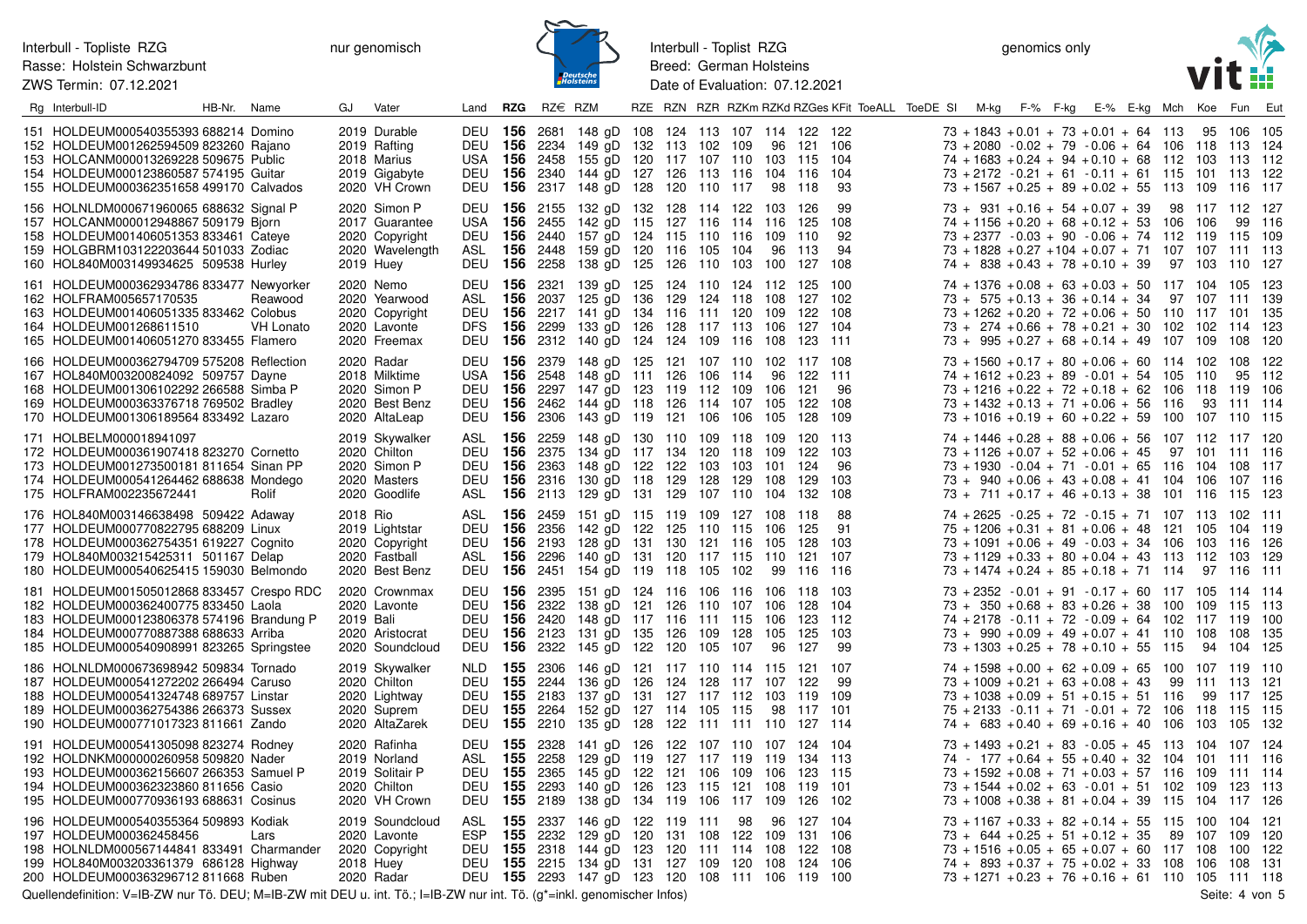Interbull - Topliste RZG
Rasse: Holstein Schwarzbunt
ZWS Termin: 07.12.2021

nur genomisch

Interbull - Toplist RZG
Breed: German Holsteins
Date of Evaluation: 07.12.2021

genomics only

| Rg | Interbull-ID | HB-Nr. | Name | GJ | Vater | Land | RZG | RZ€ | RZM | RZE | RZN | RZR | RZKm | RZKd | RZGes | KFit | ToeALL | ToeDE | SI | M-kg | F-% | F-kg | E-% | E-kg | Mch | Koe | Fun | Eut |
|---|---|---|---|---|---|---|---|---|---|---|---|---|---|---|---|---|---|---|---|---|---|---|---|---|---|---|---|---|
| 151 | HOLDEUM000540355393 | 688214 | Domino | 2019 | Durable | DEU | 156 | 2681 | 148 gD | 108 | 124 | 113 | 107 | 114 | 122 | 122 | | | 73 | +1843 | +0.01 | +73 | +0.01 | +64 | 113 | 95 | 106 | 105 |
| 152 | HOLDEUM001262594509 | 823260 | Rajano | 2019 | Rafting | DEU | 156 | 2234 | 149 gD | 132 | 113 | 102 | 109 | 96 | 121 | 106 | | | 73 | +2080 | -0.02 | +79 | -0.06 | +64 | 106 | 118 | 113 | 124 |
| 153 | HOLCANM000013269228 | 509675 | Public | 2018 | Marius | USA | 156 | 2458 | 155 gD | 120 | 117 | 107 | 110 | 103 | 115 | 104 | | | 74 | +1683 | +0.24 | +94 | +0.10 | +68 | 112 | 103 | 113 | 112 |
| 154 | HOLDEUM000123860587 | 574195 | Guitar | 2019 | Gigabyte | DEU | 156 | 2340 | 144 gD | 127 | 126 | 113 | 116 | 104 | 116 | 104 | | | 73 | +2172 | -0.21 | +61 | -0.11 | +61 | 115 | 101 | 113 | 122 |
| 155 | HOLDEUM000362351658 | 499170 | Calvados | 2020 | VH Crown | DEU | 156 | 2317 | 148 gD | 128 | 120 | 110 | 117 | 98 | 118 | 93 | | | 73 | +1567 | +0.25 | +89 | +0.02 | +55 | 113 | 109 | 116 | 117 |
| 156 | HOLNLDM000671960065 | 688632 | Signal P | 2020 | Simon P | DEU | 156 | 2155 | 132 gD | 132 | 128 | 114 | 122 | 103 | 126 | 99 | | | 73 | +931 | +0.16 | +54 | +0.07 | +39 | 98 | 117 | 112 | 127 |
| 157 | HOLCANM000012948867 | 509179 | Bjorn | 2017 | Guarantee | USA | 156 | 2455 | 142 gD | 115 | 127 | 116 | 114 | 116 | 125 | 108 | | | 74 | +1156 | +0.20 | +68 | +0.12 | +53 | 106 | 106 | 99 | 116 |
| 158 | HOLDEUM001406051353 | 833461 | Cateye | 2020 | Copyright | DEU | 156 | 2440 | 157 gD | 124 | 115 | 110 | 116 | 109 | 110 | 92 | | | 73 | +2377 | -0.03 | +90 | -0.06 | +74 | 112 | 119 | 115 | 109 |
| 159 | HOLGBRM103122203644 | 501033 | Zodiac | 2020 | Wavelength | ASL | 156 | 2448 | 159 gD | 120 | 116 | 105 | 104 | 96 | 113 | 94 | | | 73 | +1828 | +0.27 | +104 | +0.07 | +71 | 107 | 107 | 111 | 113 |
| 160 | HOL840M003149934625 | 509538 | Hurley | 2019 | Huey | DEU | 156 | 2258 | 138 gD | 125 | 126 | 110 | 103 | 100 | 127 | 108 | | | 74 | +838 | +0.43 | +78 | +0.10 | +39 | 97 | 103 | 110 | 127 |
| 161 | HOLDEUM000362934786 | 833477 | Newyorker | 2020 | Nemo | DEU | 156 | 2321 | 139 gD | 125 | 124 | 110 | 124 | 112 | 125 | 100 | | | 74 | +1376 | +0.08 | +63 | +0.03 | +50 | 117 | 104 | 105 | 123 |
| 162 | HOLFRAM005657170535 | | Reawood | 2020 | Yearwood | ASL | 156 | 2037 | 125 gD | 136 | 129 | 124 | 118 | 108 | 127 | 102 | | | 73 | +575 | +0.13 | +36 | +0.14 | +34 | 97 | 107 | 111 | 139 |
| 163 | HOLDEUM001406051335 | 833462 | Colobus | 2020 | Copyright | DEU | 156 | 2217 | 141 gD | 134 | 116 | 111 | 120 | 109 | 122 | 108 | | | 73 | +1262 | +0.20 | +72 | +0.06 | +50 | 110 | 117 | 101 | 135 |
| 164 | HOLDEUM001268511510 | | VH Lonato | 2020 | Lavonte | DFS | 156 | 2299 | 133 gD | 126 | 128 | 117 | 113 | 106 | 127 | 104 | | | 73 | +274 | +0.66 | +78 | +0.21 | +30 | 102 | 102 | 114 | 123 |
| 165 | HOLDEUM001406051270 | 833455 | Flamero | 2020 | Freemax | DEU | 156 | 2312 | 140 gD | 124 | 124 | 109 | 116 | 108 | 123 | 111 | | | 73 | +995 | +0.27 | +68 | +0.14 | +49 | 107 | 109 | 108 | 120 |
| 166 | HOLDEUM000362794709 | 575208 | Reflection | 2020 | Radar | DEU | 156 | 2379 | 148 gD | 125 | 121 | 107 | 110 | 102 | 117 | 108 | | | 73 | +1560 | +0.17 | +80 | +0.06 | +60 | 114 | 102 | 108 | 122 |
| 167 | HOL840M003200824092 | 509757 | Dayne | 2018 | Milktime | USA | 156 | 2548 | 148 gD | 111 | 126 | 106 | 114 | 96 | 122 | 111 | | | 74 | +1612 | +0.23 | +89 | -0.01 | +54 | 105 | 110 | 95 | 112 |
| 168 | HOLDEUM001306102292 | 266588 | Simba P | 2020 | Simon P | DEU | 156 | 2297 | 147 gD | 123 | 119 | 112 | 109 | 106 | 121 | 96 | | | 73 | +1216 | +0.22 | +72 | +0.18 | +62 | 106 | 118 | 119 | 106 |
| 169 | HOLDEUM000363376718 | 769502 | Bradley | 2020 | Best Benz | DEU | 156 | 2462 | 144 gD | 118 | 126 | 114 | 107 | 105 | 122 | 108 | | | 73 | +1432 | +0.13 | +71 | +0.06 | +56 | 116 | 93 | 111 | 114 |
| 170 | HOLDEUM001306189564 | 833492 | Lazaro | 2020 | AltaLeap | DEU | 156 | 2306 | 143 gD | 119 | 121 | 106 | 106 | 105 | 128 | 109 | | | 73 | +1016 | +0.19 | +60 | +0.22 | +59 | 100 | 107 | 110 | 115 |
| 171 | HOLBELM000018941097 | | | 2019 | Skywalker | ASL | 156 | 2259 | 148 gD | 130 | 110 | 109 | 118 | 109 | 120 | 113 | | | 74 | +1446 | +0.28 | +88 | +0.06 | +56 | 107 | 112 | 117 | 120 |
| 172 | HOLDEUM000361907418 | 823270 | Cornetto | 2020 | Chilton | DEU | 156 | 2375 | 134 gD | 117 | 134 | 120 | 118 | 109 | 122 | 103 | | | 73 | +1126 | +0.07 | +52 | +0.06 | +45 | 97 | 101 | 111 | 116 |
| 173 | HOLDEUM001273500181 | 811654 | Sinan PP | 2020 | Simon P | DEU | 156 | 2363 | 148 gD | 122 | 122 | 103 | 103 | 101 | 124 | 96 | | | 73 | +1930 | -0.04 | +71 | -0.01 | +65 | 116 | 104 | 108 | 117 |
| 174 | HOLDEUM000541264462 | 688638 | Mondego | 2020 | Masters | DEU | 156 | 2316 | 130 gD | 118 | 129 | 128 | 129 | 108 | 129 | 103 | | | 73 | +940 | +0.06 | +43 | +0.08 | +41 | 104 | 106 | 107 | 116 |
| 175 | HOLFRAM002235672441 | | Rolif | 2020 | Goodlife | ASL | 156 | 2113 | 129 gD | 131 | 129 | 107 | 110 | 104 | 132 | 108 | | | 73 | +711 | +0.17 | +46 | +0.13 | +38 | 101 | 116 | 115 | 123 |
| 176 | HOL840M003146638498 | 509422 | Adaway | 2018 | Rio | ASL | 156 | 2459 | 151 gD | 115 | 119 | 109 | 127 | 108 | 118 | 88 | | | 74 | +2625 | -0.25 | +72 | -0.15 | +71 | 107 | 113 | 102 | 111 |
| 177 | HOLDEUM000770822795 | 688209 | Linux | 2019 | Lightstar | DEU | 156 | 2356 | 142 gD | 122 | 125 | 110 | 115 | 106 | 125 | 91 | | | 75 | +1206 | +0.31 | +81 | +0.06 | +48 | 121 | 105 | 104 | 119 |
| 178 | HOLDEUM000362754351 | 619227 | Cognito | 2020 | Copyright | DEU | 156 | 2193 | 128 gD | 131 | 130 | 121 | 116 | 105 | 128 | 103 | | | 73 | +1091 | +0.06 | +49 | -0.03 | +34 | 106 | 103 | 116 | 126 |
| 179 | HOL840M003215425311 | 501167 | Delap | 2020 | Fastball | ASL | 156 | 2296 | 140 gD | 131 | 120 | 117 | 115 | 110 | 121 | 107 | | | 73 | +1129 | +0.33 | +80 | +0.04 | +43 | 113 | 112 | 103 | 129 |
| 180 | HOLDEUM000540625415 | 159030 | Belmondo | 2020 | Best Benz | DEU | 156 | 2451 | 154 gD | 119 | 118 | 105 | 102 | 99 | 116 | 116 | | | 73 | +1474 | +0.24 | +85 | +0.18 | +71 | 114 | 97 | 116 | 111 |
| 181 | HOLDEUM001505012868 | 833457 | Crespo RDC | 2020 | Crownmax | DEU | 156 | 2395 | 151 gD | 124 | 116 | 106 | 116 | 106 | 118 | 103 | | | 73 | +2352 | -0.01 | +91 | -0.17 | +60 | 117 | 105 | 114 | 114 |
| 182 | HOLDEUM000362400775 | 833450 | Laola | 2020 | Lavonte | DEU | 156 | 2322 | 138 gD | 121 | 126 | 110 | 107 | 106 | 128 | 104 | | | 73 | +350 | +0.68 | +83 | +0.26 | +38 | 100 | 109 | 115 | 113 |
| 183 | HOLDEUM000123806378 | 574196 | Brandung P | 2019 | Bali | DEU | 156 | 2420 | 148 gD | 117 | 116 | 111 | 115 | 106 | 123 | 112 | | | 74 | +2178 | -0.11 | +72 | -0.09 | +64 | 102 | 117 | 119 | 100 |
| 184 | HOLDEUM000770887388 | 688633 | Arriba | 2020 | Aristocrat | DEU | 156 | 2123 | 131 gD | 135 | 126 | 109 | 128 | 105 | 125 | 103 | | | 73 | +990 | +0.09 | +49 | +0.07 | +41 | 110 | 108 | 108 | 135 |
| 185 | HOLDEUM000540908991 | 823265 | Springstee | 2020 | Soundcloud | DEU | 156 | 2322 | 145 gD | 122 | 120 | 105 | 107 | 96 | 127 | 99 | | | 73 | +1303 | +0.25 | +78 | +0.10 | +55 | 115 | 94 | 104 | 125 |
| 186 | HOLNLDM000673698942 | 509834 | Tornado | 2019 | Skywalker | NLD | 155 | 2306 | 146 gD | 121 | 117 | 110 | 114 | 115 | 121 | 107 | | | 74 | +1598 | +0.00 | +62 | +0.09 | +65 | 100 | 107 | 119 | 110 |
| 187 | HOLDEUM000541272202 | 266494 | Caruso | 2020 | Chilton | DEU | 155 | 2244 | 136 gD | 126 | 124 | 128 | 117 | 107 | 122 | 99 | | | 73 | +1009 | +0.21 | +63 | +0.08 | +43 | 99 | 111 | 113 | 121 |
| 188 | HOLDEUM000541324748 | 689757 | Linstar | 2020 | Lightway | DEU | 155 | 2183 | 137 gD | 131 | 127 | 117 | 112 | 103 | 119 | 109 | | | 73 | +1038 | +0.09 | +51 | +0.15 | +51 | 116 | 99 | 117 | 125 |
| 189 | HOLDEUM000362754386 | 266373 | Sussex | 2020 | Suprem | DEU | 155 | 2264 | 152 gD | 127 | 114 | 105 | 115 | 98 | 117 | 101 | | | 75 | +2133 | -0.11 | +71 | -0.01 | +72 | 106 | 118 | 115 | 115 |
| 190 | HOLDEUM000771017323 | 811661 | Zando | 2020 | AltaZarek | DEU | 155 | 2210 | 135 gD | 128 | 122 | 111 | 111 | 110 | 127 | 114 | | | 74 | +683 | +0.40 | +69 | +0.16 | +40 | 106 | 103 | 105 | 132 |
| 191 | HOLDEUM000541305098 | 823274 | Rodney | 2020 | Rafinha | DEU | 155 | 2328 | 141 gD | 126 | 122 | 107 | 110 | 107 | 124 | 104 | | | 73 | +1493 | +0.21 | +83 | -0.05 | +45 | 113 | 104 | 107 | 124 |
| 192 | HOLDNKM000000260958 | 509820 | Nader | 2019 | Norland | ASL | 155 | 2258 | 129 gD | 119 | 127 | 117 | 119 | 119 | 134 | 113 | | | 74 | -177 | +0.64 | +55 | +0.40 | +32 | 104 | 101 | 111 | 116 |
| 193 | HOLDEUM000362156607 | 266353 | Samuel P | 2019 | Solitair P | DEU | 155 | 2365 | 145 gD | 122 | 121 | 106 | 109 | 106 | 123 | 115 | | | 73 | +1592 | +0.08 | +71 | +0.03 | +57 | 116 | 109 | 111 | 114 |
| 194 | HOLDEUM000362323860 | 811656 | Casio | 2020 | Chilton | DEU | 155 | 2293 | 140 gD | 126 | 123 | 115 | 121 | 108 | 119 | 101 | | | 73 | +1544 | +0.02 | +63 | -0.01 | +51 | 102 | 109 | 123 | 113 |
| 195 | HOLDEUM000770936193 | 688631 | Cosinus | 2020 | VH Crown | DEU | 155 | 2189 | 138 gD | 134 | 119 | 106 | 117 | 109 | 126 | 102 | | | 73 | +1008 | +0.38 | +81 | +0.04 | +39 | 115 | 104 | 117 | 126 |
| 196 | HOLDEUM000540355364 | 509893 | Kodiak | 2019 | Soundcloud | ASL | 155 | 2337 | 146 gD | 122 | 119 | 111 | 98 | 96 | 127 | 104 | | | 73 | +1167 | +0.33 | +82 | +0.14 | +55 | 115 | 100 | 104 | 121 |
| 197 | HOLDEUM000362458456 | | Lars | 2020 | Lavonte | ESP | 155 | 2232 | 129 gD | 120 | 131 | 108 | 122 | 109 | 131 | 106 | | | 73 | +644 | +0.25 | +51 | +0.12 | +35 | 92 | 107 | 109 | 120 |
| 198 | HOLNLDM000567144841 | 833491 | Charmander | 2020 | Copyright | DEU | 155 | 2318 | 144 gD | 123 | 120 | 111 | 114 | 108 | 122 | 108 | | | 73 | +1516 | +0.05 | +65 | +0.07 | +60 | 117 | 108 | 100 | 122 |
| 199 | HOL840M003203361379 | 686128 | Highway | 2018 | Huey | DEU | 155 | 2215 | 134 gD | 131 | 127 | 109 | 120 | 108 | 124 | 106 | | | 74 | +893 | +0.37 | +75 | +0.02 | +33 | 108 | 106 | 108 | 131 |
| 200 | HOLDEUM000363296712 | 811668 | Ruben | 2020 | Radar | DEU | 155 | 2293 | 147 gD | 123 | 120 | 108 | 111 | 106 | 119 | 100 | | | 73 | +1271 | +0.23 | +76 | +0.16 | +61 | 110 | 105 | 111 | 118 |

Quellendefinition: V=IB-ZW nur Tö. DEU; M=IB-ZW mit DEU u. int. Tö.; I=IB-ZW nur int. Tö. (g*=inkl. genomischer Infos)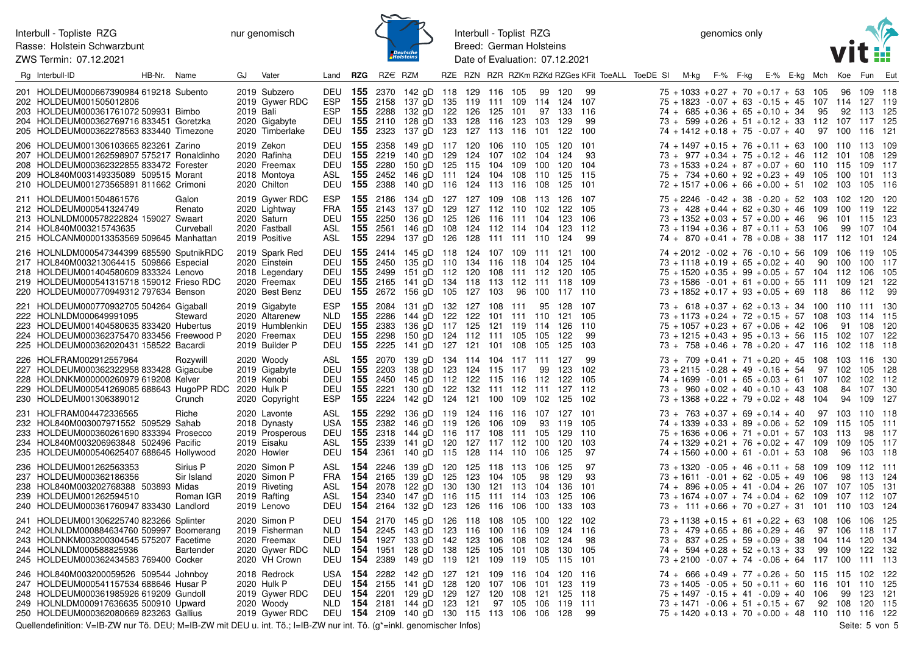Interbull - Topliste RZG
Rasse: Holstein Schwarzbunt
ZWS Termin: 07.12.2021

nur genomisch

Interbull - Toplist RZG
Breed: German Holsteins
Date of Evaluation: 07.12.2021

genomics only

| Rg | Interbull-ID | HB-Nr. | Name | GJ | Vater | Land | RZG | RZ€ | RZM | RZE | RZN | RZR | RZKm | RZKd | RZGes | KFit | ToeALL | ToeDE | SI | M-kg | F-% | F-kg | E-% | E-kg | Mch | Koe | Fun | Eut |
|---|---|---|---|---|---|---|---|---|---|---|---|---|---|---|---|---|---|---|---|---|---|---|---|---|---|---|---|---|
| 201 | HOLDEUM000667390984 | 619218 | Subento | 2019 | Subzero | DEU | **155** | 2370 | 142 gD | 118 | 129 | 116 | 105 | 99 | 120 | 99 | | | 75 | +1033 | +0.27 | +70 | +0.17 | +53 | 105 | 96 | 109 | 118 |
| 202 | HOLDEUM001505012806 | | | 2019 | Gywer RDC | ESP | **155** | 2158 | 137 gD | 135 | 119 | 111 | 109 | 114 | 124 | 107 | | | 75 | +1823 | -0.07 | +63 | -0.15 | +45 | 107 | 114 | 127 | 119 |
| 203 | HOLDEUM000361761072 | 509931 | Bimbo | 2019 | Bali | ESP | **155** | 2288 | 132 gD | 122 | 126 | 125 | 101 | 97 | 133 | 116 | | | 74 | +685 | +0.36 | +65 | +0.10 | +34 | 95 | 92 | 113 | 125 |
| 204 | HOLDEUM000362769716 | 833451 | Goretzka | 2020 | Gigabyte | DEU | **155** | 2110 | 128 gD | 133 | 128 | 116 | 123 | 103 | 129 | 99 | | | 73 | +599 | +0.26 | +51 | +0.12 | +33 | 112 | 107 | 117 | 125 |
| 205 | HOLDEUM000362278563 | 833440 | Timezone | 2020 | Timberlake | DEU | **155** | 2323 | 137 gD | 123 | 127 | 113 | 116 | 101 | 122 | 100 | | | 74 | +1412 | +0.18 | +75 | -0.07 | +40 | 97 | 100 | 116 | 121 |
| 206 | HOLDEUM001306103665 | 823261 | Zarino | 2019 | Zekon | DEU | **155** | 2358 | 149 gD | 117 | 120 | 106 | 110 | 105 | 120 | 101 | | | 74 | +1497 | +0.15 | +76 | +0.11 | +63 | 100 | 110 | 113 | 109 |
| 207 | HOLDEUM001262598907 | 575217 | Ronaldinho | 2020 | Rafinha | DEU | **155** | 2219 | 140 gD | 129 | 124 | 107 | 102 | 104 | 124 | 93 | | | 73 | +977 | +0.34 | +75 | +0.12 | +46 | 112 | 101 | 108 | 129 |
| 208 | HOLDEUM000362322855 | 833472 | Forester | 2020 | Freemax | DEU | **155** | 2280 | 150 gD | 125 | 115 | 104 | 109 | 100 | 120 | 104 | | | 73 | +1533 | +0.24 | +87 | +0.07 | +60 | 110 | 115 | 109 | 117 |
| 209 | HOL840M003149335089 | 509515 | Morant | 2018 | Montoya | ASL | **155** | 2452 | 146 gD | 111 | 124 | 104 | 108 | 110 | 125 | 115 | | | 75 | +734 | +0.60 | +92 | +0.23 | +49 | 105 | 100 | 101 | 113 |
| 210 | HOLDEUM001273565891 | 811662 | Crimoni | 2020 | Chilton | DEU | **155** | 2388 | 140 gD | 116 | 124 | 113 | 116 | 108 | 125 | 101 | | | 72 | +1517 | +0.06 | +66 | +0.00 | +51 | 102 | 103 | 105 | 116 |
| 211 | HOLDEUM001504861576 | | Galon | 2019 | Gywer RDC | ESP | **155** | 2186 | 134 gD | 127 | 127 | 109 | 108 | 113 | 126 | 107 | | | 75 | +2246 | -0.42 | +38 | -0.20 | +52 | 103 | 102 | 120 | 120 |
| 212 | HOLDEUM000541324749 | | Renato | 2020 | Lightway | FRA | **155** | 2143 | 137 gD | 129 | 127 | 112 | 110 | 102 | 122 | 105 | | | 73 | +428 | +0.44 | +62 | +0.30 | +46 | 109 | 100 | 119 | 122 |
| 213 | HOLNLDM000578222824 | 159027 | Swaart | 2020 | Saturn | DEU | **155** | 2250 | 136 gD | 125 | 126 | 116 | 111 | 104 | 123 | 106 | | | 73 | +1352 | +0.03 | +57 | +0.00 | +46 | 96 | 101 | 115 | 123 |
| 214 | HOL840M003215743635 | | Curveball | 2020 | Fastball | ASL | **155** | 2561 | 146 gD | 108 | 124 | 112 | 114 | 104 | 123 | 112 | | | 73 | +1194 | +0.36 | +87 | +0.11 | +53 | 106 | 99 | 107 | 104 |
| 215 | HOLCANM000013353569 | 509645 | Manhattan | 2019 | Positive | ASL | **155** | 2294 | 137 gD | 126 | 128 | 111 | 111 | 110 | 124 | 99 | | | 74 | +870 | +0.41 | +78 | +0.08 | +38 | 117 | 112 | 101 | 124 |
| 216 | HOLNLDM000547344399 | 685590 | SputnikRDC | 2019 | Spark Red | DEU | **155** | 2414 | 145 gD | 118 | 124 | 107 | 109 | 111 | 121 | 100 | | | 74 | +2012 | -0.02 | +76 | -0.10 | +56 | 109 | 106 | 119 | 105 |
| 217 | HOL840M003213064415 | 509866 | Especial | 2020 | Einstein | DEU | **155** | 2450 | 135 gD | 110 | 134 | 116 | 118 | 104 | 125 | 104 | | | 73 | +1118 | +0.19 | +65 | +0.02 | +40 | 90 | 100 | 100 | 117 |
| 218 | HOLDEUM001404580609 | 833324 | Lenovo | 2018 | Legendary | DEU | **155** | 2499 | 151 gD | 112 | 120 | 108 | 111 | 112 | 120 | 105 | | | 75 | +1520 | +0.35 | +99 | +0.05 | +57 | 104 | 112 | 106 | 105 |
| 219 | HOLDEUM000541315718 | 159012 | Frieso RDC | 2020 | Freemax | DEU | **155** | 2165 | 141 gD | 134 | 118 | 113 | 112 | 111 | 118 | 109 | | | 73 | +1586 | -0.01 | +61 | +0.00 | +55 | 111 | 109 | 121 | 122 |
| 220 | HOLDEUM000770949312 | 797634 | Benson | 2020 | Best Benz | DEU | **155** | 2672 | 156 gD | 105 | 127 | 103 | 96 | 100 | 117 | 110 | | | 73 | +1852 | +0.17 | +93 | +0.05 | +69 | 118 | 86 | 112 | 99 |
| 221 | HOLDEUM000770932705 | 504264 | Gigaball | 2019 | Gigabyte | ESP | **155** | 2084 | 131 gD | 132 | 127 | 108 | 111 | 95 | 128 | 107 | | | 73 | +618 | +0.37 | +62 | +0.13 | +34 | 100 | 110 | 111 | 130 |
| 222 | HOLNLDM000649991095 | | Steward | 2020 | Altarenew | NLD | **155** | 2286 | 144 gD | 122 | 122 | 101 | 111 | 110 | 121 | 105 | | | 73 | +1173 | +0.24 | +72 | +0.15 | +57 | 108 | 103 | 114 | 115 |
| 223 | HOLDEUM001404580635 | 833420 | Hubertus | 2019 | Humblenkin | DEU | **155** | 2383 | 136 gD | 117 | 125 | 121 | 119 | 114 | 126 | 110 | | | 75 | +1057 | +0.23 | +67 | +0.06 | +42 | 106 | 91 | 108 | 120 |
| 224 | HOLDEUM000362375470 | 833456 | Freewood P | 2020 | Freemax | DEU | **155** | 2298 | 150 gD | 124 | 112 | 111 | 105 | 105 | 122 | 99 | | | 73 | +1215 | +0.43 | +95 | +0.13 | +56 | 115 | 102 | 107 | 122 |
| 225 | HOLDEUM000362020431 | 158522 | Bacardi | 2019 | Builder P | DEU | **155** | 2225 | 141 gD | 127 | 121 | 101 | 108 | 105 | 125 | 103 | | | 73 | +758 | +0.46 | +78 | +0.20 | +47 | 116 | 102 | 118 | 118 |
| 226 | HOLFRAM002912557964 | | Rozywill | 2020 | Woody | ASL | **155** | 2070 | 139 gD | 134 | 114 | 104 | 117 | 111 | 127 | 99 | | | 73 | +709 | +0.41 | +71 | +0.20 | +45 | 108 | 103 | 116 | 130 |
| 227 | HOLDEUM000362322958 | 833428 | Gigacube | 2019 | Gigabyte | DEU | **155** | 2203 | 138 gD | 123 | 124 | 115 | 117 | 99 | 123 | 102 | | | 73 | +2115 | -0.28 | +49 | -0.16 | +54 | 97 | 102 | 105 | 128 |
| 228 | HOLDNKM000000260979 | 619208 | Kelver | 2019 | Kenobi | DEU | **155** | 2450 | 145 gD | 112 | 122 | 115 | 116 | 112 | 122 | 105 | | | 74 | +1699 | -0.01 | +65 | +0.03 | +61 | 107 | 102 | 102 | 112 |
| 229 | HOLDEUM000541269085 | 688643 | HugoPP RDC | 2020 | Hulk P | DEU | **155** | 2221 | 130 gD | 122 | 132 | 111 | 112 | 111 | 127 | 112 | | | 73 | +960 | +0.02 | +40 | +0.10 | +43 | 108 | 84 | 107 | 130 |
| 230 | HOLDEUM001306389012 | | Crunch | 2020 | Copyright | ESP | **155** | 2224 | 142 gD | 124 | 121 | 100 | 109 | 102 | 125 | 102 | | | 73 | +1368 | +0.22 | +79 | +0.02 | +48 | 104 | 94 | 109 | 127 |
| 231 | HOLFRAM004472336565 | | Riche | 2020 | Lavonte | ASL | **155** | 2292 | 136 gD | 119 | 124 | 116 | 116 | 107 | 127 | 101 | | | 73 | +763 | +0.27 | +69 | +0.14 | +40 | 97 | 103 | 110 | 118 |
| 232 | HOL840M003007971552 | 509529 | Sahab | 2018 | Dynasty | USA | **155** | 2382 | 146 gD | 119 | 126 | 106 | 109 | 93 | 119 | 105 | | | 74 | +1339 | +0.33 | +89 | +0.06 | +52 | 109 | 115 | 105 | 111 |
| 233 | HOLDEUM000362061690 | 833394 | Prosecco | 2019 | Prosperous | DEU | **155** | 2318 | 144 gD | 116 | 117 | 108 | 111 | 105 | 129 | 110 | | | 75 | +1636 | +0.06 | +71 | +0.01 | +57 | 103 | 113 | 98 | 117 |
| 234 | HOL840M003206963848 | 502496 | Pacific | 2019 | Eisaku | ASL | **155** | 2339 | 141 gD | 120 | 127 | 117 | 112 | 100 | 120 | 103 | | | 74 | +1329 | +0.21 | +76 | +0.02 | +47 | 109 | 109 | 105 | 117 |
| 235 | HOLDEUM000540625407 | 688645 | Hollywood | 2020 | Howler | DEU | **154** | 2361 | 140 gD | 115 | 128 | 114 | 110 | 106 | 125 | 97 | | | 74 | +1560 | +0.00 | +61 | -0.01 | +53 | 108 | 96 | 103 | 118 |
| 236 | HOLDEUM001262563353 | | Sirius P | 2020 | Simon P | ASL | **154** | 2246 | 139 gD | 120 | 125 | 118 | 113 | 106 | 125 | 97 | | | 73 | +1320 | -0.05 | +46 | +0.11 | +58 | 109 | 109 | 112 | 111 |
| 237 | HOLDEUM000362186356 | | Sir Island | 2020 | Simon P | FRA | **154** | 2165 | 139 gD | 125 | 123 | 104 | 105 | 98 | 129 | 93 | | | 73 | +1611 | -0.01 | +62 | -0.05 | +49 | 106 | 98 | 113 | 124 |
| 238 | HOL840M003202768388 | 503893 | Midas | 2019 | Riveting | ASL | **154** | 2078 | 122 gD | 130 | 130 | 121 | 113 | 104 | 136 | 101 | | | 74 | +896 | +0.05 | +41 | -0.04 | +26 | 107 | 107 | 105 | 131 |
| 239 | HOLDEUM001262594510 | | Roman IGR | 2019 | Rafting | ASL | **154** | 2340 | 147 gD | 116 | 115 | 111 | 114 | 103 | 125 | 106 | | | 73 | +1674 | +0.07 | +74 | +0.04 | +62 | 109 | 107 | 112 | 107 |
| 240 | HOLDEUM000361760947 | 833430 | Landlord | 2019 | Lenovo | DEU | **154** | 2164 | 132 gD | 123 | 126 | 116 | 106 | 100 | 133 | 103 | | | 73 | +111 | +0.66 | +70 | +0.27 | +31 | 101 | 110 | 103 | 124 |
| 241 | HOLDEUM001306225740 | 823266 | Splinter | 2020 | Simon P | DEU | **154** | 2170 | 145 gD | 126 | 118 | 108 | 105 | 100 | 122 | 102 | | | 73 | +1138 | +0.15 | +61 | +0.22 | +63 | 108 | 106 | 106 | 125 |
| 242 | HOLNLDM000884634760 | 509997 | Boomerang | 2019 | Fisherman | NLD | **154** | 2245 | 143 gD | 123 | 116 | 100 | 116 | 109 | 124 | 116 | | | 73 | +479 | +0.65 | +86 | +0.29 | +46 | 97 | 106 | 118 | 117 |
| 243 | HOLDNKM003200304545 | 575217 | Facetime | 2020 | Freemax | DEU | **154** | 1927 | 133 gD | 142 | 123 | 106 | 108 | 102 | 124 | 98 | | | 73 | +837 | +0.25 | +59 | +0.09 | +38 | 104 | 114 | 120 | 134 |
| 244 | HOLNLDM000588825936 | | Bartender | 2020 | Gywer RDC | NLD | **154** | 1951 | 128 gD | 138 | 125 | 105 | 101 | 108 | 130 | 105 | | | 74 | +594 | +0.28 | +52 | +0.13 | +33 | 99 | 109 | 122 | 132 |
| 245 | HOLDEUM000362434583 | 769400 | Cocker | 2020 | VH Crown | DEU | **154** | 2389 | 149 gD | 119 | 121 | 109 | 119 | 105 | 115 | 101 | | | 73 | +2100 | -0.07 | +74 | -0.06 | +64 | 117 | 100 | 111 | 113 |
| 246 | HOL840M003200059526 | 509544 | Johnboy | 2018 | Redrock | USA | **154** | 2282 | 142 gD | 127 | 121 | 109 | 116 | 104 | 120 | 116 | | | 74 | +666 | +0.49 | +77 | +0.26 | +50 | 115 | 115 | 102 | 122 |
| 247 | HOLDEUM000541157534 | 688646 | Husar P | 2020 | Hulk P | DEU | **154** | 2155 | 141 gD | 128 | 120 | 107 | 106 | 101 | 123 | 119 | | | 73 | +1405 | -0.05 | +50 | +0.11 | +60 | 116 | 101 | 110 | 125 |
| 248 | HOLDEUM000361985926 | 619209 | Gundoll | 2019 | Gywer RDC | DEU | **154** | 2201 | 129 gD | 129 | 127 | 120 | 108 | 121 | 125 | 118 | | | 75 | +1497 | -0.15 | +41 | -0.09 | +40 | 106 | 99 | 123 | 121 |
| 249 | HOLNLDM000917636635 | 500910 | Upward | 2020 | Woody | NLD | **154** | 2181 | 144 gD | 123 | 121 | 97 | 105 | 106 | 119 | 111 | | | 73 | +1471 | -0.06 | +51 | +0.15 | +67 | 92 | 108 | 120 | 115 |
| 250 | HOLDEUM000362080669 | 823263 | Gallius | 2019 | Gywer RDC | DEU | **154** | 2109 | 140 gD | 130 | 115 | 113 | 106 | 106 | 128 | 99 | | | 75 | +1420 | +0.13 | +70 | +0.00 | +48 | 110 | 110 | 116 | 122 |

Quellendefinition: V=IB-ZW nur Tö. DEU; M=IB-ZW mit DEU u. int. Tö.; I=IB-ZW nur int. Tö. (g*=inkl. genomischer Infos)